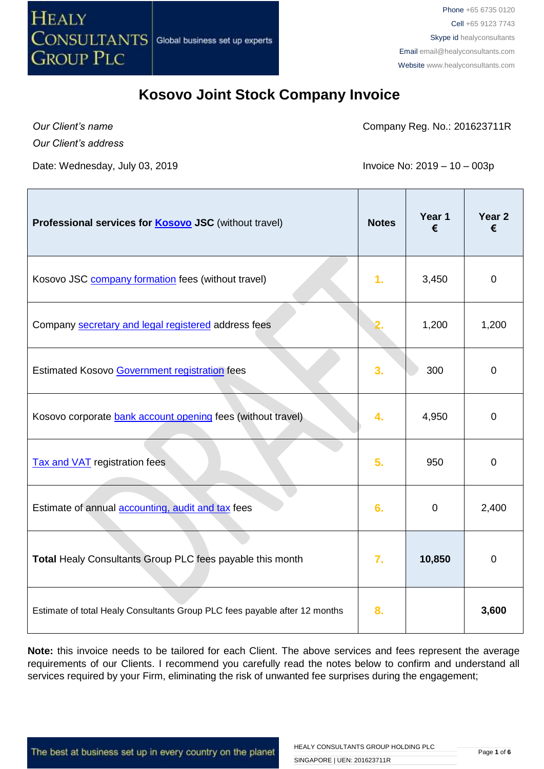# Kosovo Joint Stock Company Invoice

*Our Client's name*
*Our Client's address*

Company Reg. No.: 201623711R

Date: Wednesday, July 03, 2019

Invoice No: 2019 – 10 – 003p

| **Professional services for Kosovo JSC** (without travel) | **Notes** | **Year 1 €** | **Year 2 €** |
|---|---|---|---|
| Kosovo JSC company formation fees (without travel) | 1. | 3,450 | 0 |
| Company secretary and legal registered address fees | 2. | 1,200 | 1,200 |
| Estimated Kosovo Government registration fees | 3. | 300 | 0 |
| Kosovo corporate bank account opening fees (without travel) | 4. | 4,950 | 0 |
| Tax and VAT registration fees | 5. | 950 | 0 |
| Estimate of annual accounting, audit and tax fees | 6. | 0 | 2,400 |
| **Total** Healy Consultants Group PLC fees payable this month | 7. | **10,850** | 0 |
| Estimate of total Healy Consultants Group PLC fees payable after 12 months | 8. | | **3,600** |

**Note:** this invoice needs to be tailored for each Client. The above services and fees represent the average requirements of our Clients. I recommend you carefully read the notes below to confirm and understand all services required by your Firm, eliminating the risk of unwanted fee surprises during the engagement;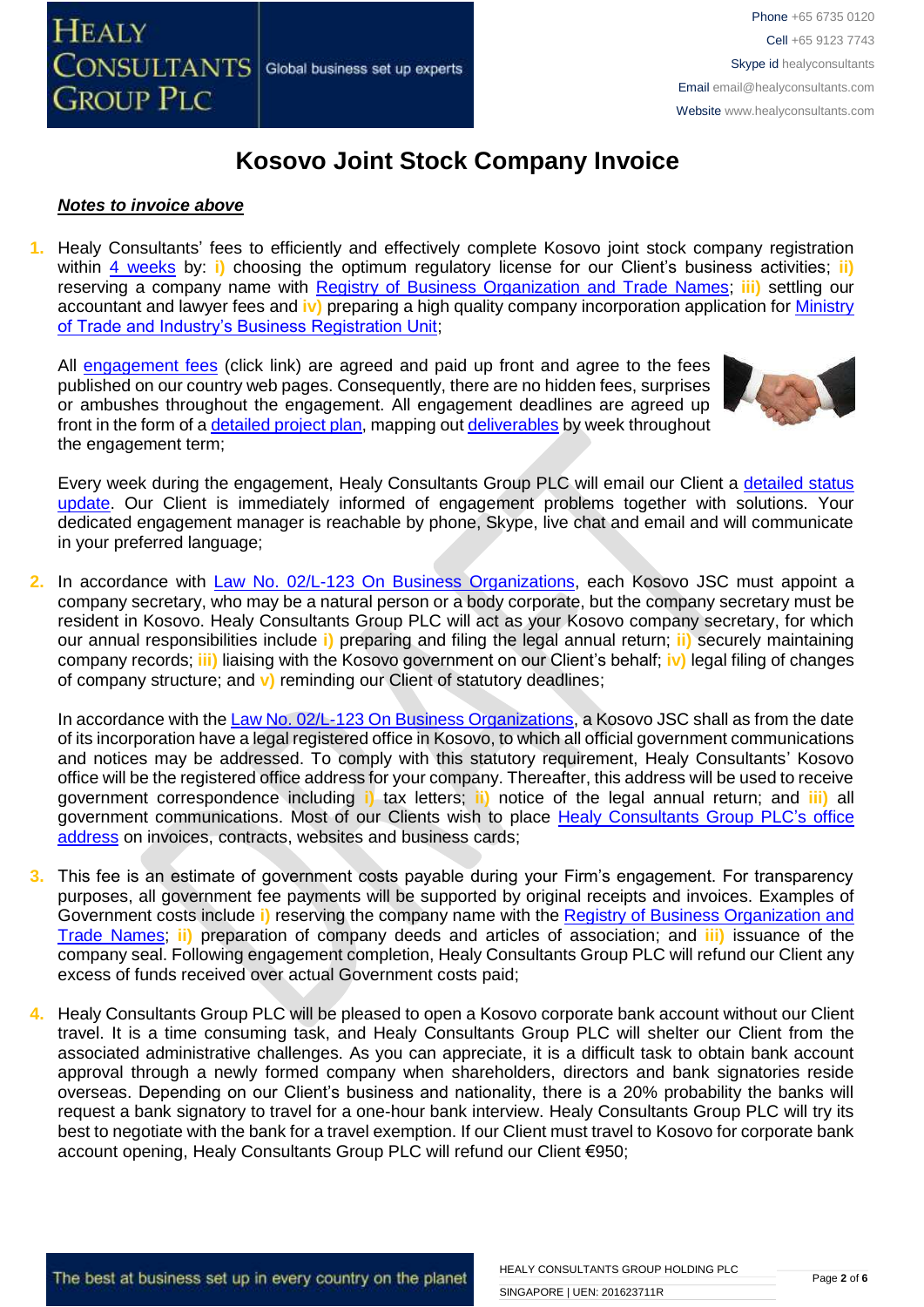# Kosovo Joint Stock Company Invoice

***Notes to invoice above***

1. Healy Consultants' fees to efficiently and effectively complete Kosovo joint stock company registration within 4 weeks by: **i)** choosing the optimum regulatory license for our Client's business activities; **ii)** reserving a company name with Registry of Business Organization and Trade Names; **iii)** settling our accountant and lawyer fees and **iv)** preparing a high quality company incorporation application for Ministry of Trade and Industry's Business Registration Unit;

   All engagement fees (click link) are agreed and paid up front and agree to the fees published on our country web pages. Consequently, there are no hidden fees, surprises or ambushes throughout the engagement. All engagement deadlines are agreed up front in the form of a detailed project plan, mapping out deliverables by week throughout the engagement term;

   Every week during the engagement, Healy Consultants Group PLC will email our Client a detailed status update. Our Client is immediately informed of engagement problems together with solutions. Your dedicated engagement manager is reachable by phone, Skype, live chat and email and will communicate in your preferred language;

2. In accordance with Law No. 02/L-123 On Business Organizations, each Kosovo JSC must appoint a company secretary, who may be a natural person or a body corporate, but the company secretary must be resident in Kosovo. Healy Consultants Group PLC will act as your Kosovo company secretary, for which our annual responsibilities include **i)** preparing and filing the legal annual return; **ii)** securely maintaining company records; **iii)** liaising with the Kosovo government on our Client's behalf; **iv)** legal filing of changes of company structure; and **v)** reminding our Client of statutory deadlines;

   In accordance with the Law No. 02/L-123 On Business Organizations, a Kosovo JSC shall as from the date of its incorporation have a legal registered office in Kosovo, to which all official government communications and notices may be addressed. To comply with this statutory requirement, Healy Consultants' Kosovo office will be the registered office address for your company. Thereafter, this address will be used to receive government correspondence including **i)** tax letters; **ii)** notice of the legal annual return; and **iii)** all government communications. Most of our Clients wish to place Healy Consultants Group PLC's office address on invoices, contracts, websites and business cards;

3. This fee is an estimate of government costs payable during your Firm's engagement. For transparency purposes, all government fee payments will be supported by original receipts and invoices. Examples of Government costs include **i)** reserving the company name with the Registry of Business Organization and Trade Names; **ii)** preparation of company deeds and articles of association; and **iii)** issuance of the company seal. Following engagement completion, Healy Consultants Group PLC will refund our Client any excess of funds received over actual Government costs paid;

4. Healy Consultants Group PLC will be pleased to open a Kosovo corporate bank account without our Client travel. It is a time consuming task, and Healy Consultants Group PLC will shelter our Client from the associated administrative challenges. As you can appreciate, it is a difficult task to obtain bank account approval through a newly formed company when shareholders, directors and bank signatories reside overseas. Depending on our Client's business and nationality, there is a 20% probability the banks will request a bank signatory to travel for a one-hour bank interview. Healy Consultants Group PLC will try its best to negotiate with the bank for a travel exemption. If our Client must travel to Kosovo for corporate bank account opening, Healy Consultants Group PLC will refund our Client €950;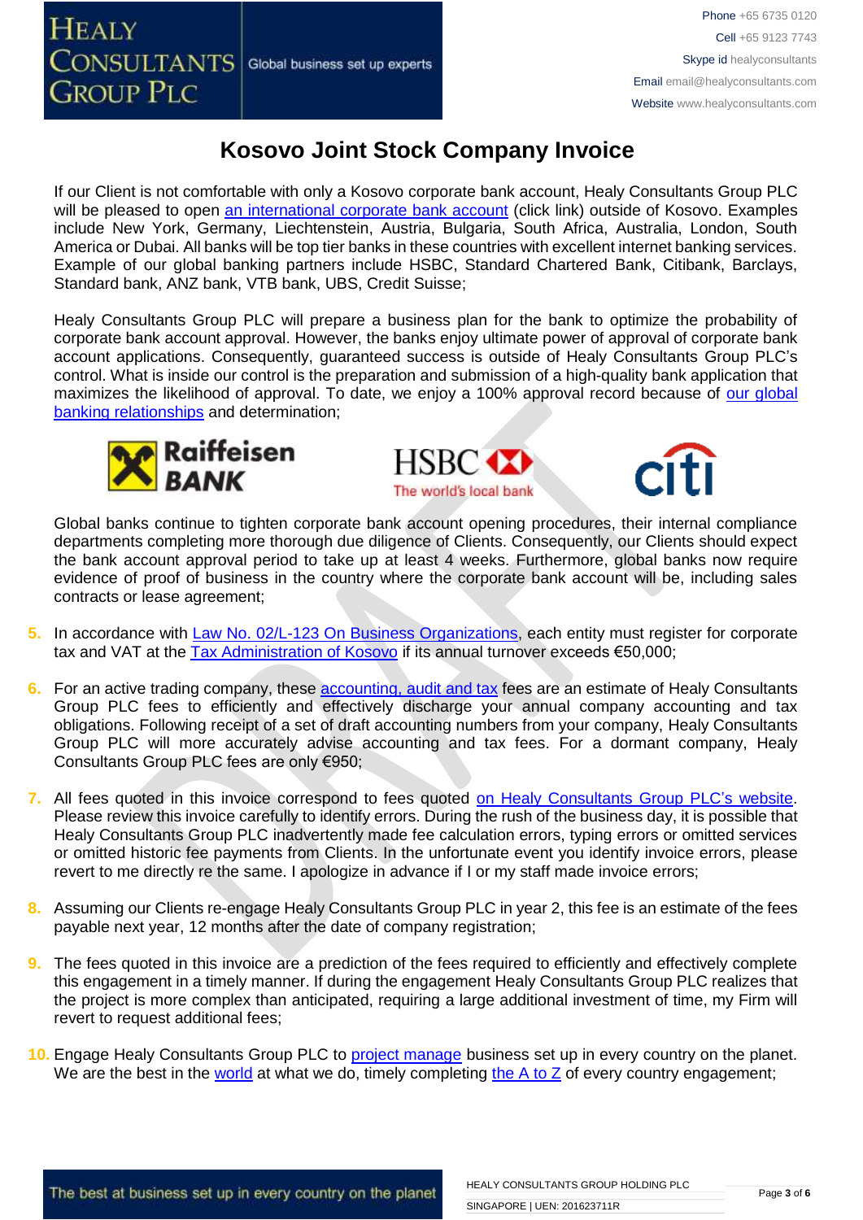# Kosovo Joint Stock Company Invoice

If our Client is not comfortable with only a Kosovo corporate bank account, Healy Consultants Group PLC will be pleased to open an international corporate bank account (click link) outside of Kosovo. Examples include New York, Germany, Liechtenstein, Austria, Bulgaria, South Africa, Australia, London, South America or Dubai. All banks will be top tier banks in these countries with excellent internet banking services. Example of our global banking partners include HSBC, Standard Chartered Bank, Citibank, Barclays, Standard bank, ANZ bank, VTB bank, UBS, Credit Suisse;

Healy Consultants Group PLC will prepare a business plan for the bank to optimize the probability of corporate bank account approval. However, the banks enjoy ultimate power of approval of corporate bank account applications. Consequently, guaranteed success is outside of Healy Consultants Group PLC's control. What is inside our control is the preparation and submission of a high-quality bank application that maximizes the likelihood of approval. To date, we enjoy a 100% approval record because of our global banking relationships and determination;

Global banks continue to tighten corporate bank account opening procedures, their internal compliance departments completing more thorough due diligence of Clients. Consequently, our Clients should expect the bank account approval period to take up at least 4 weeks. Furthermore, global banks now require evidence of proof of business in the country where the corporate bank account will be, including sales contracts or lease agreement;

5. In accordance with Law No. 02/L-123 On Business Organizations, each entity must register for corporate tax and VAT at the Tax Administration of Kosovo if its annual turnover exceeds €50,000;

6. For an active trading company, these accounting, audit and tax fees are an estimate of Healy Consultants Group PLC fees to efficiently and effectively discharge your annual company accounting and tax obligations. Following receipt of a set of draft accounting numbers from your company, Healy Consultants Group PLC will more accurately advise accounting and tax fees. For a dormant company, Healy Consultants Group PLC fees are only €950;

7. All fees quoted in this invoice correspond to fees quoted on Healy Consultants Group PLC's website. Please review this invoice carefully to identify errors. During the rush of the business day, it is possible that Healy Consultants Group PLC inadvertently made fee calculation errors, typing errors or omitted services or omitted historic fee payments from Clients. In the unfortunate event you identify invoice errors, please revert to me directly re the same. I apologize in advance if I or my staff made invoice errors;

8. Assuming our Clients re-engage Healy Consultants Group PLC in year 2, this fee is an estimate of the fees payable next year, 12 months after the date of company registration;

9. The fees quoted in this invoice are a prediction of the fees required to efficiently and effectively complete this engagement in a timely manner. If during the engagement Healy Consultants Group PLC realizes that the project is more complex than anticipated, requiring a large additional investment of time, my Firm will revert to request additional fees;

10. Engage Healy Consultants Group PLC to project manage business set up in every country on the planet. We are the best in the world at what we do, timely completing the A to Z of every country engagement;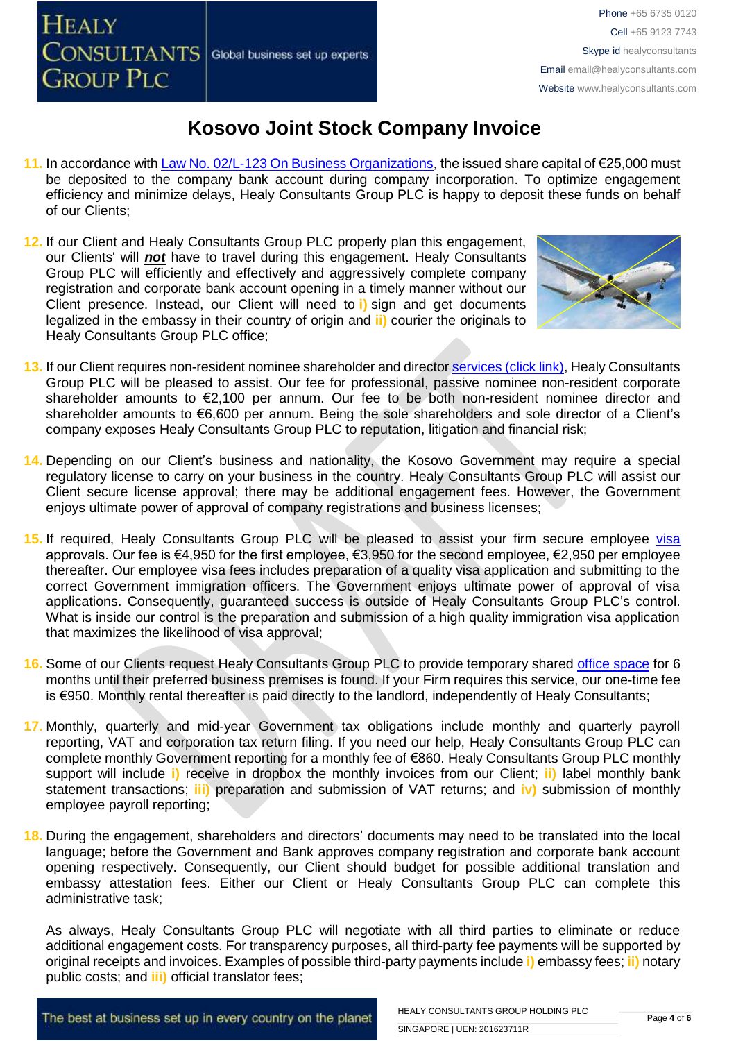# Kosovo Joint Stock Company Invoice

11. In accordance with Law No. 02/L-123 On Business Organizations, the issued share capital of €25,000 must be deposited to the company bank account during company incorporation. To optimize engagement efficiency and minimize delays, Healy Consultants Group PLC is happy to deposit these funds on behalf of our Clients;

12. If our Client and Healy Consultants Group PLC properly plan this engagement, our Clients' will ***not*** have to travel during this engagement. Healy Consultants Group PLC will efficiently and effectively and aggressively complete company registration and corporate bank account opening in a timely manner without our Client presence. Instead, our Client will need to **i)** sign and get documents legalized in the embassy in their country of origin and **ii)** courier the originals to Healy Consultants Group PLC office;

13. If our Client requires non-resident nominee shareholder and director services (click link), Healy Consultants Group PLC will be pleased to assist. Our fee for professional, passive nominee non-resident corporate shareholder amounts to €2,100 per annum. Our fee to be both non-resident nominee director and shareholder amounts to €6,600 per annum. Being the sole shareholders and sole director of a Client's company exposes Healy Consultants Group PLC to reputation, litigation and financial risk;

14. Depending on our Client's business and nationality, the Kosovo Government may require a special regulatory license to carry on your business in the country. Healy Consultants Group PLC will assist our Client secure license approval; there may be additional engagement fees. However, the Government enjoys ultimate power of approval of company registrations and business licenses;

15. If required, Healy Consultants Group PLC will be pleased to assist your firm secure employee visa approvals. Our fee is €4,950 for the first employee, €3,950 for the second employee, €2,950 per employee thereafter. Our employee visa fees includes preparation of a quality visa application and submitting to the correct Government immigration officers. The Government enjoys ultimate power of approval of visa applications. Consequently, guaranteed success is outside of Healy Consultants Group PLC's control. What is inside our control is the preparation and submission of a high quality immigration visa application that maximizes the likelihood of visa approval;

16. Some of our Clients request Healy Consultants Group PLC to provide temporary shared office space for 6 months until their preferred business premises is found. If your Firm requires this service, our one-time fee is €950. Monthly rental thereafter is paid directly to the landlord, independently of Healy Consultants;

17. Monthly, quarterly and mid-year Government tax obligations include monthly and quarterly payroll reporting, VAT and corporation tax return filing. If you need our help, Healy Consultants Group PLC can complete monthly Government reporting for a monthly fee of €860. Healy Consultants Group PLC monthly support will include **i)** receive in dropbox the monthly invoices from our Client; **ii)** label monthly bank statement transactions; **iii)** preparation and submission of VAT returns; and **iv)** submission of monthly employee payroll reporting;

18. During the engagement, shareholders and directors' documents may need to be translated into the local language; before the Government and Bank approves company registration and corporate bank account opening respectively. Consequently, our Client should budget for possible additional translation and embassy attestation fees. Either our Client or Healy Consultants Group PLC can complete this administrative task;

    As always, Healy Consultants Group PLC will negotiate with all third parties to eliminate or reduce additional engagement costs. For transparency purposes, all third-party fee payments will be supported by original receipts and invoices. Examples of possible third-party payments include **i)** embassy fees; **ii)** notary public costs; and **iii)** official translator fees;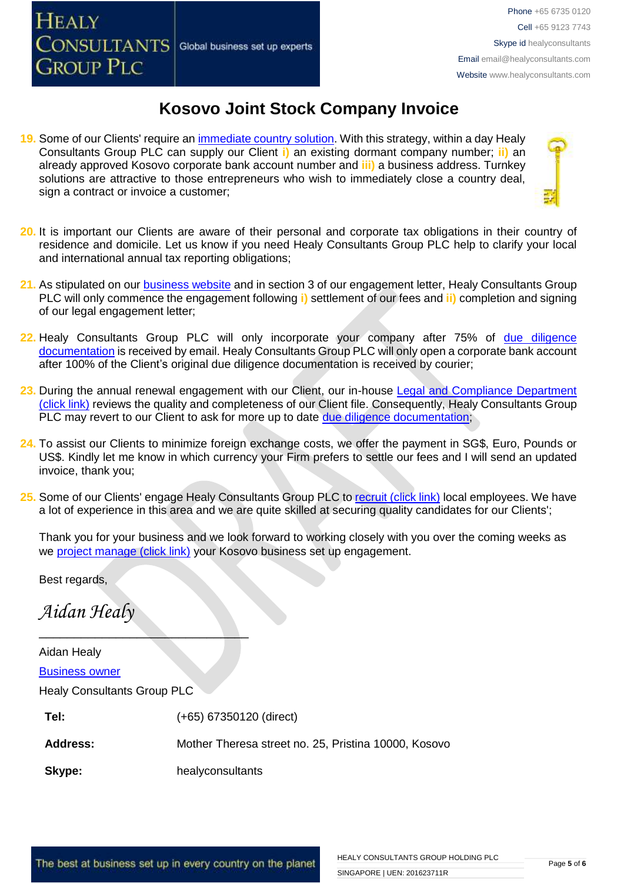# Kosovo Joint Stock Company Invoice

19. Some of our Clients' require an immediate country solution. With this strategy, within a day Healy Consultants Group PLC can supply our Client i) an existing dormant company number; ii) an already approved Kosovo corporate bank account number and iii) a business address. Turnkey solutions are attractive to those entrepreneurs who wish to immediately close a country deal, sign a contract or invoice a customer;

20. It is important our Clients are aware of their personal and corporate tax obligations in their country of residence and domicile. Let us know if you need Healy Consultants Group PLC help to clarify your local and international annual tax reporting obligations;

21. As stipulated on our business website and in section 3 of our engagement letter, Healy Consultants Group PLC will only commence the engagement following i) settlement of our fees and ii) completion and signing of our legal engagement letter;

22. Healy Consultants Group PLC will only incorporate your company after 75% of due diligence documentation is received by email. Healy Consultants Group PLC will only open a corporate bank account after 100% of the Client's original due diligence documentation is received by courier;

23. During the annual renewal engagement with our Client, our in-house Legal and Compliance Department (click link) reviews the quality and completeness of our Client file. Consequently, Healy Consultants Group PLC may revert to our Client to ask for more up to date due diligence documentation;

24. To assist our Clients to minimize foreign exchange costs, we offer the payment in SG$, Euro, Pounds or US$. Kindly let me know in which currency your Firm prefers to settle our fees and I will send an updated invoice, thank you;

25. Some of our Clients' engage Healy Consultants Group PLC to recruit (click link) local employees. We have a lot of experience in this area and we are quite skilled at securing quality candidates for our Clients';

Thank you for your business and we look forward to working closely with you over the coming weeks as we project manage (click link) your Kosovo business set up engagement.

Best regards,

*Aidan Healy*

\_\_\_\_\_\_\_\_\_\_\_\_\_\_\_\_\_\_\_\_\_\_\_\_\_\_\_\_\_\_

Aidan Healy

Business owner

Healy Consultants Group PLC

| | |
|---|---|
| **Tel:** | (+65) 67350120 (direct) |
| **Address:** | Mother Theresa street no. 25, Pristina 10000, Kosovo |
| **Skype:** | healyconsultants |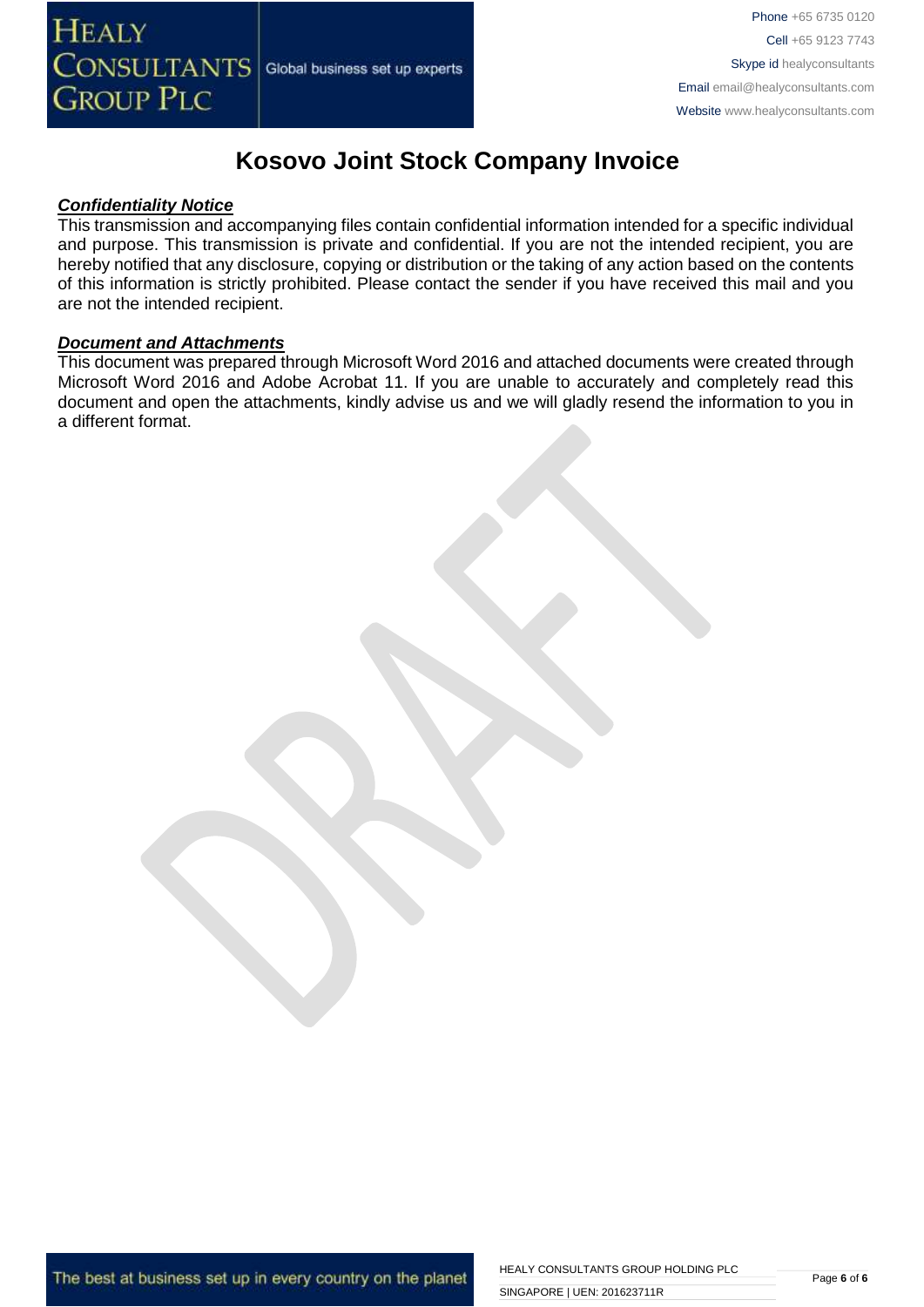# Kosovo Joint Stock Company Invoice

***Confidentiality Notice***

This transmission and accompanying files contain confidential information intended for a specific individual and purpose. This transmission is private and confidential. If you are not the intended recipient, you are hereby notified that any disclosure, copying or distribution or the taking of any action based on the contents of this information is strictly prohibited. Please contact the sender if you have received this mail and you are not the intended recipient.

***Document and Attachments***

This document was prepared through Microsoft Word 2016 and attached documents were created through Microsoft Word 2016 and Adobe Acrobat 11. If you are unable to accurately and completely read this document and open the attachments, kindly advise us and we will gladly resend the information to you in a different format.